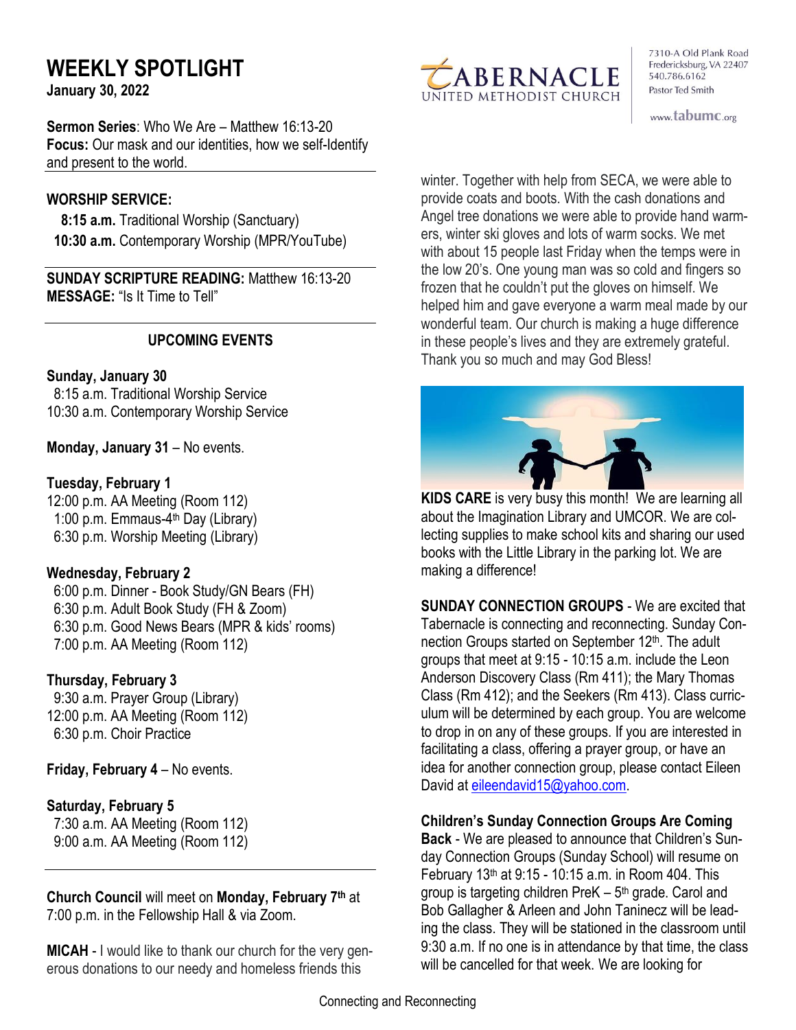# WEEKLY SPOTLIGHT

**January 30, 2022**

TABERNACLE UNITED METHODIST CHURCH

7310-A Old Plank Road
Fredericksburg, VA 22407
540.786.6162
Pastor Ted Smith

www.tabumc.org

**Sermon Series**: Who We Are – Matthew 16:13-20
**Focus:** Our mask and our identities, how we self-Identify and present to the world.

**WORSHIP SERVICE:**

**8:15 a.m.** Traditional Worship (Sanctuary)
**10:30 a.m.** Contemporary Worship (MPR/YouTube)

**SUNDAY SCRIPTURE READING:** Matthew 16:13-20
**MESSAGE:** "Is It Time to Tell"

## UPCOMING EVENTS

**Sunday, January 30**
8:15 a.m. Traditional Worship Service
10:30 a.m. Contemporary Worship Service

**Monday, January 31** – No events.

**Tuesday, February 1**
12:00 p.m. AA Meeting (Room 112)
1:00 p.m. Emmaus-4th Day (Library)
6:30 p.m. Worship Meeting (Library)

**Wednesday, February 2**
6:00 p.m. Dinner - Book Study/GN Bears (FH)
6:30 p.m. Adult Book Study (FH & Zoom)
6:30 p.m. Good News Bears (MPR & kids' rooms)
7:00 p.m. AA Meeting (Room 112)

**Thursday, February 3**
9:30 a.m. Prayer Group (Library)
12:00 p.m. AA Meeting (Room 112)
6:30 p.m. Choir Practice

**Friday, February 4** – No events.

**Saturday, February 5**
7:30 a.m. AA Meeting (Room 112)
9:00 a.m. AA Meeting (Room 112)

**Church Council** will meet on **Monday, February 7th** at 7:00 p.m. in the Fellowship Hall & via Zoom.

**MICAH** - I would like to thank our church for the very generous donations to our needy and homeless friends this winter. Together with help from SECA, we were able to provide coats and boots. With the cash donations and Angel tree donations we were able to provide hand warmers, winter ski gloves and lots of warm socks. We met with about 15 people last Friday when the temps were in the low 20's. One young man was so cold and fingers so frozen that he couldn't put the gloves on himself. We helped him and gave everyone a warm meal made by our wonderful team. Our church is making a huge difference in these people's lives and they are extremely grateful. Thank you so much and may God Bless!

**KIDS CARE** is very busy this month! We are learning all about the Imagination Library and UMCOR. We are collecting supplies to make school kits and sharing our used books with the Little Library in the parking lot. We are making a difference!

**SUNDAY CONNECTION GROUPS** - We are excited that Tabernacle is connecting and reconnecting. Sunday Connection Groups started on September 12th. The adult groups that meet at 9:15 - 10:15 a.m. include the Leon Anderson Discovery Class (Rm 411); the Mary Thomas Class (Rm 412); and the Seekers (Rm 413). Class curriculum will be determined by each group. You are welcome to drop in on any of these groups. If you are interested in facilitating a class, offering a prayer group, or have an idea for another connection group, please contact Eileen David at eileendavid15@yahoo.com.

**Children's Sunday Connection Groups Are Coming Back** - We are pleased to announce that Children's Sunday Connection Groups (Sunday School) will resume on February 13th at 9:15 - 10:15 a.m. in Room 404. This group is targeting children PreK – 5th grade. Carol and Bob Gallagher & Arleen and John Taninecz will be leading the class. They will be stationed in the classroom until 9:30 a.m. If no one is in attendance by that time, the class will be cancelled for that week. We are looking for

Connecting and Reconnecting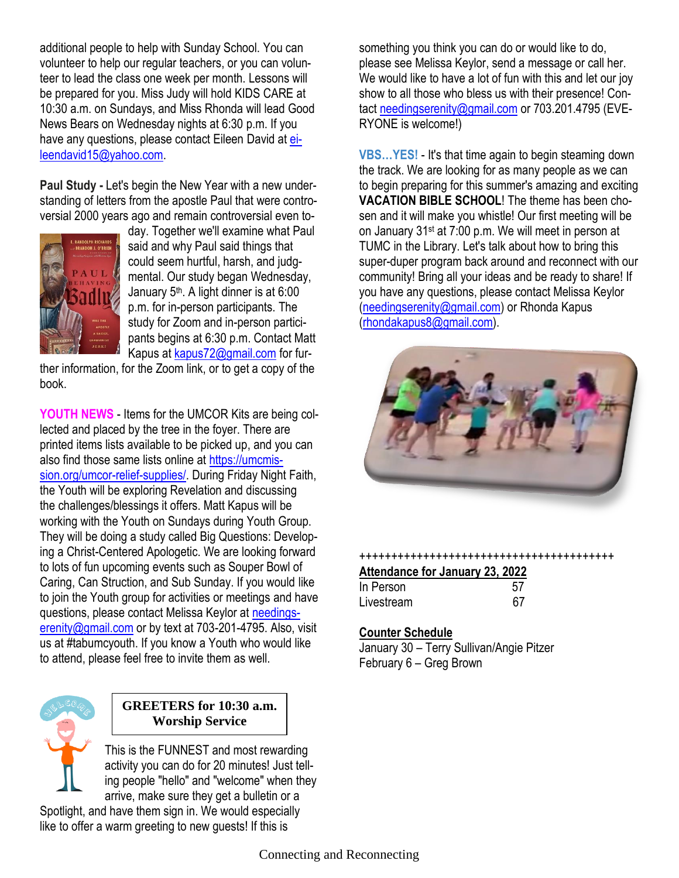additional people to help with Sunday School. You can volunteer to help our regular teachers, or you can volunteer to lead the class one week per month. Lessons will be prepared for you. Miss Judy will hold KIDS CARE at 10:30 a.m. on Sundays, and Miss Rhonda will lead Good News Bears on Wednesday nights at 6:30 p.m. If you have any questions, please contact Eileen David at eileendavid15@yahoo.com.

**Paul Study -** Let's begin the New Year with a new understanding of letters from the apostle Paul that were controversial 2000 years ago and remain controversial even today. Together we'll examine what Paul said and why Paul said things that could seem hurtful, harsh, and judgmental. Our study began Wednesday, January 5th. A light dinner is at 6:00 p.m. for in-person participants. The study for Zoom and in-person participants begins at 6:30 p.m. Contact Matt Kapus at kapus72@gmail.com for further information, for the Zoom link, or to get a copy of the book.

**YOUTH NEWS** - Items for the UMCOR Kits are being collected and placed by the tree in the foyer. There are printed items lists available to be picked up, and you can also find those same lists online at https://umcmission.org/umcor-relief-supplies/. During Friday Night Faith, the Youth will be exploring Revelation and discussing the challenges/blessings it offers. Matt Kapus will be working with the Youth on Sundays during Youth Group. They will be doing a study called Big Questions: Developing a Christ-Centered Apologetic. We are looking forward to lots of fun upcoming events such as Souper Bowl of Caring, Can Struction, and Sub Sunday. If you would like to join the Youth group for activities or meetings and have questions, please contact Melissa Keylor at needingserenity@gmail.com or by text at 703-201-4795. Also, visit us at #tabumcyouth. If you know a Youth who would like to attend, please feel free to invite them as well.

**GREETERS for 10:30 a.m. Worship Service**

This is the FUNNEST and most rewarding activity you can do for 20 minutes! Just telling people "hello" and "welcome" when they arrive, make sure they get a bulletin or a Spotlight, and have them sign in. We would especially like to offer a warm greeting to new guests! If this is something you think you can do or would like to do, please see Melissa Keylor, send a message or call her. We would like to have a lot of fun with this and let our joy show to all those who bless us with their presence! Contact needingserenity@gmail.com or 703.201.4795 (EVERYONE is welcome!)

**VBS…YES!** - It's that time again to begin steaming down the track. We are looking for as many people as we can to begin preparing for this summer's amazing and exciting **VACATION BIBLE SCHOOL**! The theme has been chosen and it will make you whistle! Our first meeting will be on January 31st at 7:00 p.m. We will meet in person at TUMC in the Library. Let's talk about how to bring this super-duper program back around and reconnect with our community! Bring all your ideas and be ready to share! If you have any questions, please contact Melissa Keylor (needingserenity@gmail.com) or Rhonda Kapus (rhondakapus8@gmail.com).

++++++++++++++++++++++++++++++++++++++++++

**Attendance for January 23, 2022**

| | |
|---|---|
| In Person | 57 |
| Livestream | 67 |

**Counter Schedule**

January 30 – Terry Sullivan/Angie Pitzer
February 6 – Greg Brown